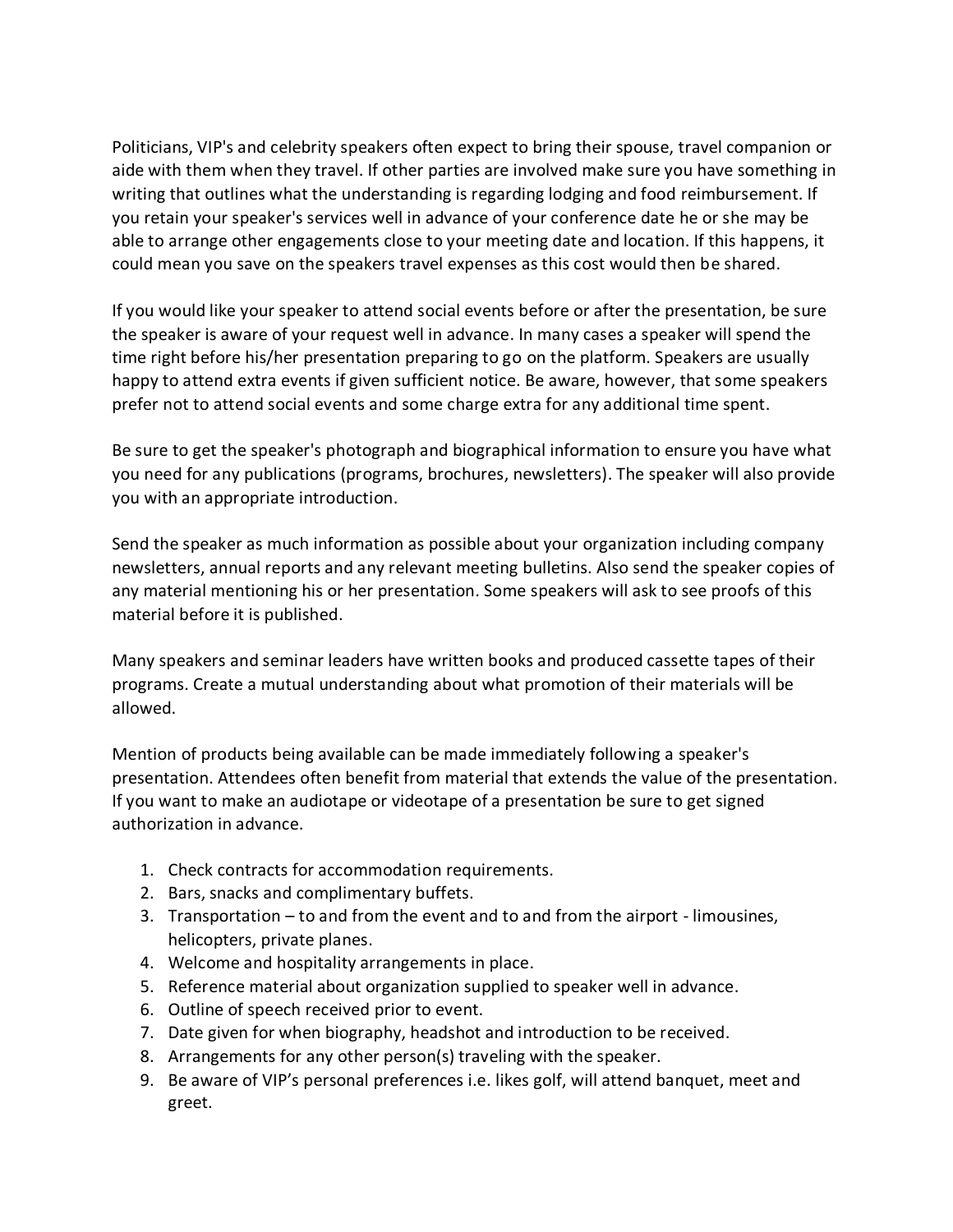Politicians, VIP's and celebrity speakers often expect to bring their spouse, travel companion or aide with them when they travel. If other parties are involved make sure you have something in writing that outlines what the understanding is regarding lodging and food reimbursement. If you retain your speaker's services well in advance of your conference date he or she may be able to arrange other engagements close to your meeting date and location. If this happens, it could mean you save on the speakers travel expenses as this cost would then be shared.

If you would like your speaker to attend social events before or after the presentation, be sure the speaker is aware of your request well in advance. In many cases a speaker will spend the time right before his/her presentation preparing to go on the platform. Speakers are usually happy to attend extra events if given sufficient notice. Be aware, however, that some speakers prefer not to attend social events and some charge extra for any additional time spent.

Be sure to get the speaker's photograph and biographical information to ensure you have what you need for any publications (programs, brochures, newsletters). The speaker will also provide you with an appropriate introduction.

Send the speaker as much information as possible about your organization including company newsletters, annual reports and any relevant meeting bulletins. Also send the speaker copies of any material mentioning his or her presentation. Some speakers will ask to see proofs of this material before it is published.

Many speakers and seminar leaders have written books and produced cassette tapes of their programs. Create a mutual understanding about what promotion of their materials will be allowed.

Mention of products being available can be made immediately following a speaker's presentation. Attendees often benefit from material that extends the value of the presentation. If you want to make an audiotape or videotape of a presentation be sure to get signed authorization in advance.

1. Check contracts for accommodation requirements.
2. Bars, snacks and complimentary buffets.
3. Transportation – to and from the event and to and from the airport - limousines, helicopters, private planes.
4. Welcome and hospitality arrangements in place.
5. Reference material about organization supplied to speaker well in advance.
6. Outline of speech received prior to event.
7. Date given for when biography, headshot and introduction to be received.
8. Arrangements for any other person(s) traveling with the speaker.
9. Be aware of VIP's personal preferences i.e. likes golf, will attend banquet, meet and greet.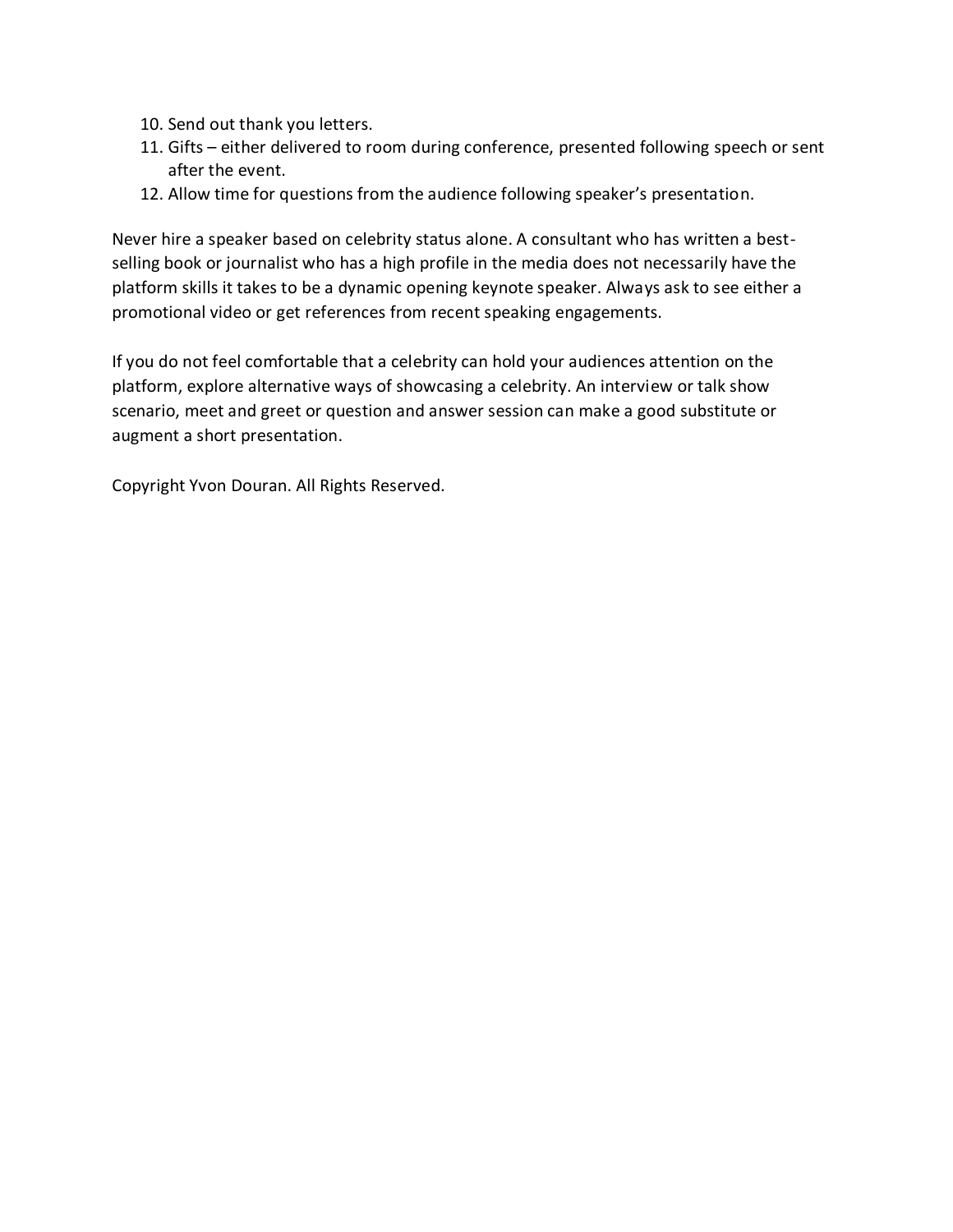10. Send out thank you letters.
11. Gifts – either delivered to room during conference, presented following speech or sent after the event.
12. Allow time for questions from the audience following speaker's presentation.

Never hire a speaker based on celebrity status alone. A consultant who has written a best-selling book or journalist who has a high profile in the media does not necessarily have the platform skills it takes to be a dynamic opening keynote speaker. Always ask to see either a promotional video or get references from recent speaking engagements.

If you do not feel comfortable that a celebrity can hold your audiences attention on the platform, explore alternative ways of showcasing a celebrity. An interview or talk show scenario, meet and greet or question and answer session can make a good substitute or augment a short presentation.

Copyright Yvon Douran. All Rights Reserved.